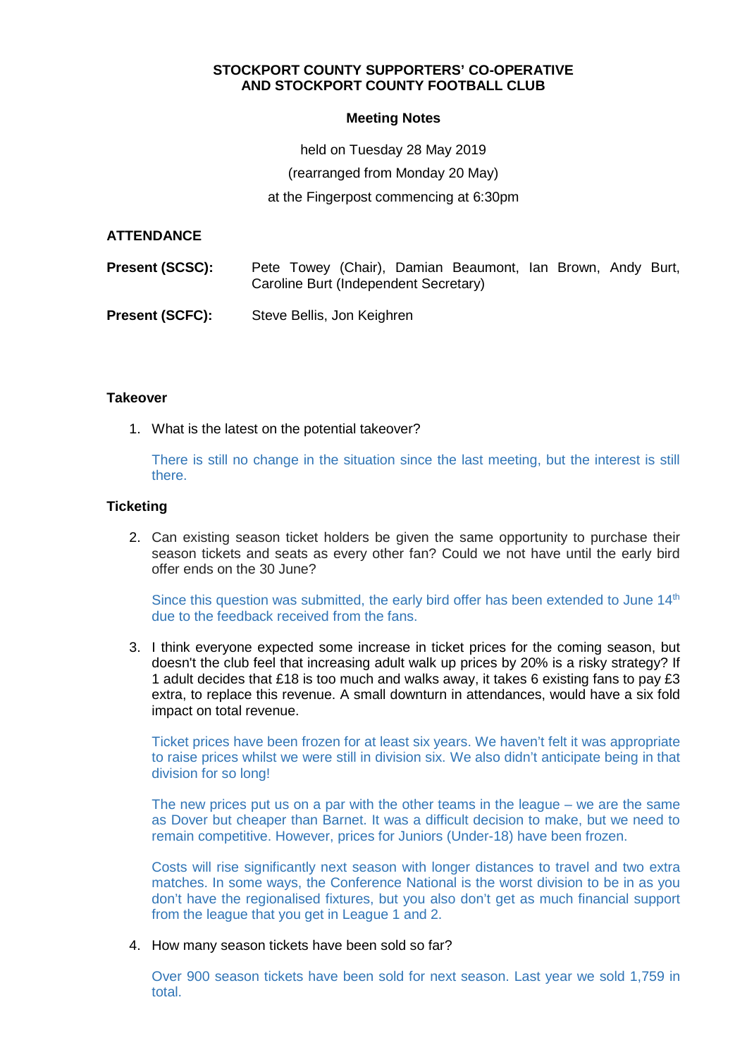**STOCKPORT COUNTY SUPPORTERS' CO-OPERATIVE AND STOCKPORT COUNTY FOOTBALL CLUB**

**Meeting Notes**

held on Tuesday 28 May 2019

(rearranged from Monday 20 May)

at the Fingerpost commencing at 6:30pm

**ATTENDANCE**

**Present (SCSC):** Pete Towey (Chair), Damian Beaumont, Ian Brown, Andy Burt, Caroline Burt (Independent Secretary)

**Present (SCFC):** Steve Bellis, Jon Keighren

**Takeover**

1. What is the latest on the potential takeover?

   There is still no change in the situation since the last meeting, but the interest is still there.

**Ticketing**

2. Can existing season ticket holders be given the same opportunity to purchase their season tickets and seats as every other fan? Could we not have until the early bird offer ends on the 30 June?

   Since this question was submitted, the early bird offer has been extended to June 14th due to the feedback received from the fans.

3. I think everyone expected some increase in ticket prices for the coming season, but doesn't the club feel that increasing adult walk up prices by 20% is a risky strategy? If 1 adult decides that £18 is too much and walks away, it takes 6 existing fans to pay £3 extra, to replace this revenue. A small downturn in attendances, would have a six fold impact on total revenue.

   Ticket prices have been frozen for at least six years. We haven't felt it was appropriate to raise prices whilst we were still in division six. We also didn't anticipate being in that division for so long!

   The new prices put us on a par with the other teams in the league – we are the same as Dover but cheaper than Barnet. It was a difficult decision to make, but we need to remain competitive. However, prices for Juniors (Under-18) have been frozen.

   Costs will rise significantly next season with longer distances to travel and two extra matches. In some ways, the Conference National is the worst division to be in as you don't have the regionalised fixtures, but you also don't get as much financial support from the league that you get in League 1 and 2.

4. How many season tickets have been sold so far?

   Over 900 season tickets have been sold for next season. Last year we sold 1,759 in total.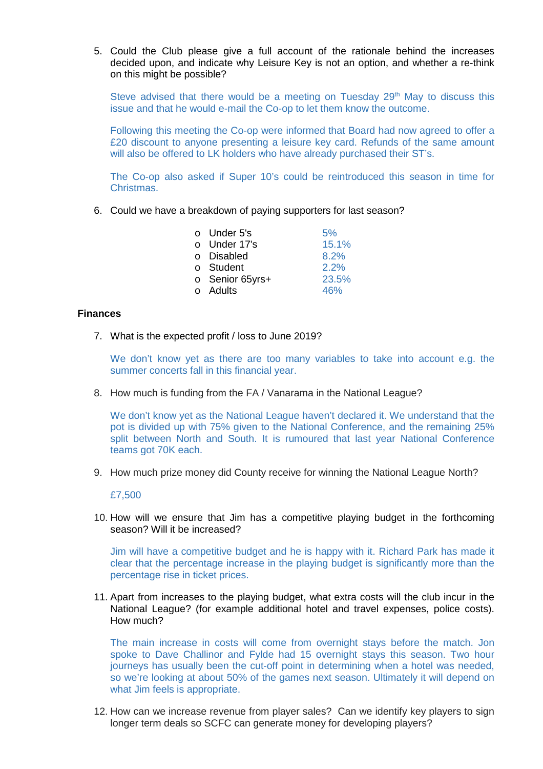5. Could the Club please give a full account of the rationale behind the increases decided upon, and indicate why Leisure Key is not an option, and whether a re-think on this might be possible?

   Steve advised that there would be a meeting on Tuesday 29th May to discuss this issue and that he would e-mail the Co-op to let them know the outcome.

   Following this meeting the Co-op were informed that Board had now agreed to offer a £20 discount to anyone presenting a leisure key card. Refunds of the same amount will also be offered to LK holders who have already purchased their ST's.

   The Co-op also asked if Super 10's could be reintroduced this season in time for Christmas.

6. Could we have a breakdown of paying supporters for last season?

   - Under 5's 5%
   - Under 17's 15.1%
   - Disabled 8.2%
   - Student 2.2%
   - Senior 65yrs+ 23.5%
   - Adults 46%

**Finances**

7. What is the expected profit / loss to June 2019?

   We don't know yet as there are too many variables to take into account e.g. the summer concerts fall in this financial year.

8. How much is funding from the FA / Vanarama in the National League?

   We don't know yet as the National League haven't declared it. We understand that the pot is divided up with 75% given to the National Conference, and the remaining 25% split between North and South. It is rumoured that last year National Conference teams got 70K each.

9. How much prize money did County receive for winning the National League North?

   £7,500

10. How will we ensure that Jim has a competitive playing budget in the forthcoming season? Will it be increased?

    Jim will have a competitive budget and he is happy with it. Richard Park has made it clear that the percentage increase in the playing budget is significantly more than the percentage rise in ticket prices.

11. Apart from increases to the playing budget, what extra costs will the club incur in the National League? (for example additional hotel and travel expenses, police costs). How much?

    The main increase in costs will come from overnight stays before the match. Jon spoke to Dave Challinor and Fylde had 15 overnight stays this season. Two hour journeys has usually been the cut-off point in determining when a hotel was needed, so we're looking at about 50% of the games next season. Ultimately it will depend on what Jim feels is appropriate.

12. How can we increase revenue from player sales? Can we identify key players to sign longer term deals so SCFC can generate money for developing players?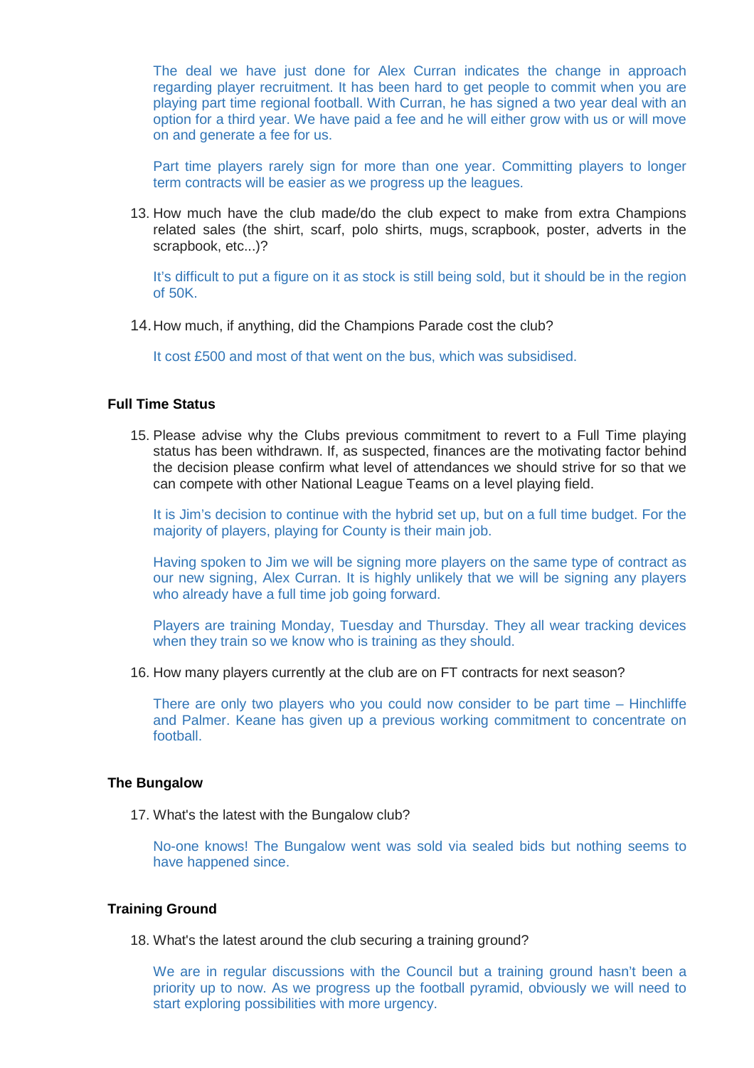The deal we have just done for Alex Curran indicates the change in approach regarding player recruitment. It has been hard to get people to commit when you are playing part time regional football. With Curran, he has signed a two year deal with an option for a third year. We have paid a fee and he will either grow with us or will move on and generate a fee for us.

Part time players rarely sign for more than one year. Committing players to longer term contracts will be easier as we progress up the leagues.

13. How much have the club made/do the club expect to make from extra Champions related sales (the shirt, scarf, polo shirts, mugs, scrapbook, poster, adverts in the scrapbook, etc...)?

    It's difficult to put a figure on it as stock is still being sold, but it should be in the region of 50K.

14. How much, if anything, did the Champions Parade cost the club?

    It cost £500 and most of that went on the bus, which was subsidised.

**Full Time Status**

15. Please advise why the Clubs previous commitment to revert to a Full Time playing status has been withdrawn. If, as suspected, finances are the motivating factor behind the decision please confirm what level of attendances we should strive for so that we can compete with other National League Teams on a level playing field.

    It is Jim's decision to continue with the hybrid set up, but on a full time budget. For the majority of players, playing for County is their main job.

    Having spoken to Jim we will be signing more players on the same type of contract as our new signing, Alex Curran. It is highly unlikely that we will be signing any players who already have a full time job going forward.

    Players are training Monday, Tuesday and Thursday. They all wear tracking devices when they train so we know who is training as they should.

16. How many players currently at the club are on FT contracts for next season?

    There are only two players who you could now consider to be part time – Hinchliffe and Palmer. Keane has given up a previous working commitment to concentrate on football.

**The Bungalow**

17. What's the latest with the Bungalow club?

    No-one knows! The Bungalow went was sold via sealed bids but nothing seems to have happened since.

**Training Ground**

18. What's the latest around the club securing a training ground?

    We are in regular discussions with the Council but a training ground hasn't been a priority up to now. As we progress up the football pyramid, obviously we will need to start exploring possibilities with more urgency.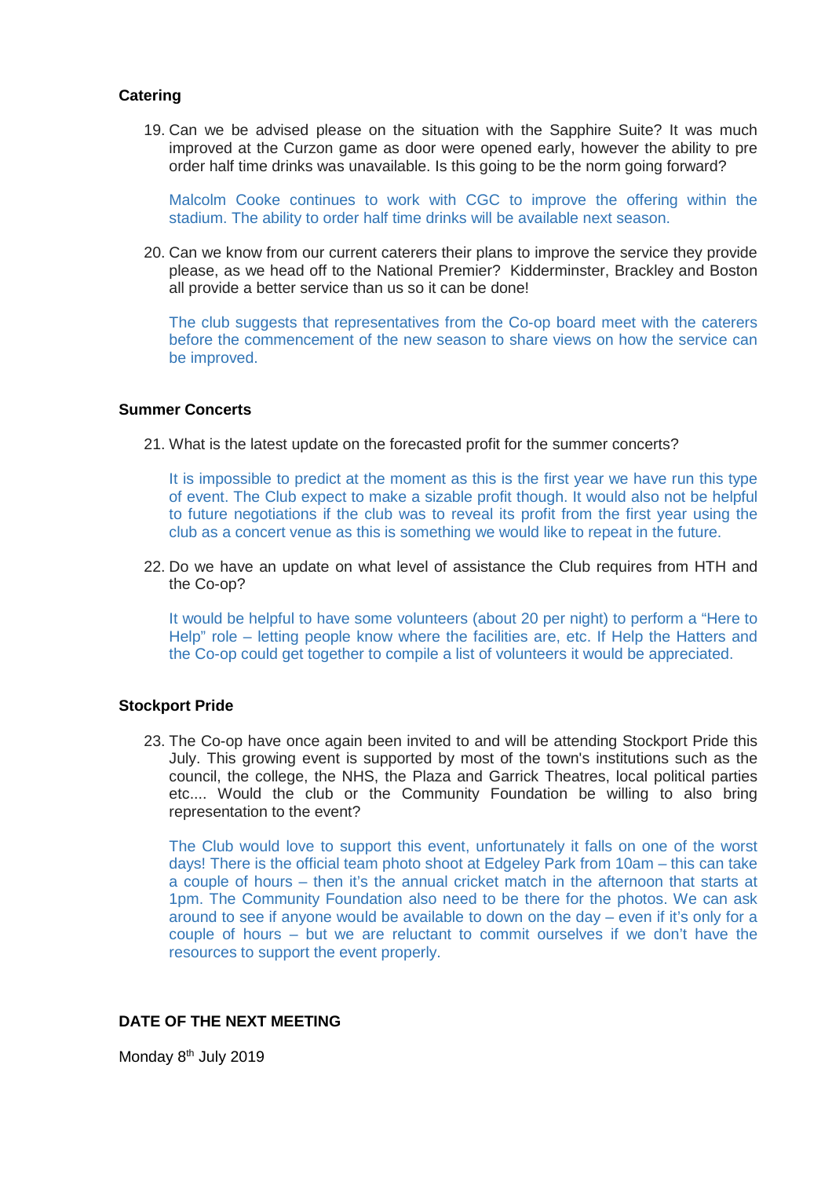**Catering**

19. Can we be advised please on the situation with the Sapphire Suite? It was much improved at the Curzon game as door were opened early, however the ability to pre order half time drinks was unavailable. Is this going to be the norm going forward?

    Malcolm Cooke continues to work with CGC to improve the offering within the stadium. The ability to order half time drinks will be available next season.

20. Can we know from our current caterers their plans to improve the service they provide please, as we head off to the National Premier? Kidderminster, Brackley and Boston all provide a better service than us so it can be done!

    The club suggests that representatives from the Co-op board meet with the caterers before the commencement of the new season to share views on how the service can be improved.

**Summer Concerts**

21. What is the latest update on the forecasted profit for the summer concerts?

    It is impossible to predict at the moment as this is the first year we have run this type of event. The Club expect to make a sizable profit though. It would also not be helpful to future negotiations if the club was to reveal its profit from the first year using the club as a concert venue as this is something we would like to repeat in the future.

22. Do we have an update on what level of assistance the Club requires from HTH and the Co-op?

    It would be helpful to have some volunteers (about 20 per night) to perform a "Here to Help" role – letting people know where the facilities are, etc. If Help the Hatters and the Co-op could get together to compile a list of volunteers it would be appreciated.

**Stockport Pride**

23. The Co-op have once again been invited to and will be attending Stockport Pride this July. This growing event is supported by most of the town's institutions such as the council, the college, the NHS, the Plaza and Garrick Theatres, local political parties etc.... Would the club or the Community Foundation be willing to also bring representation to the event?

    The Club would love to support this event, unfortunately it falls on one of the worst days! There is the official team photo shoot at Edgeley Park from 10am – this can take a couple of hours – then it's the annual cricket match in the afternoon that starts at 1pm. The Community Foundation also need to be there for the photos. We can ask around to see if anyone would be available to down on the day – even if it's only for a couple of hours – but we are reluctant to commit ourselves if we don't have the resources to support the event properly.

**DATE OF THE NEXT MEETING**

Monday 8th July 2019